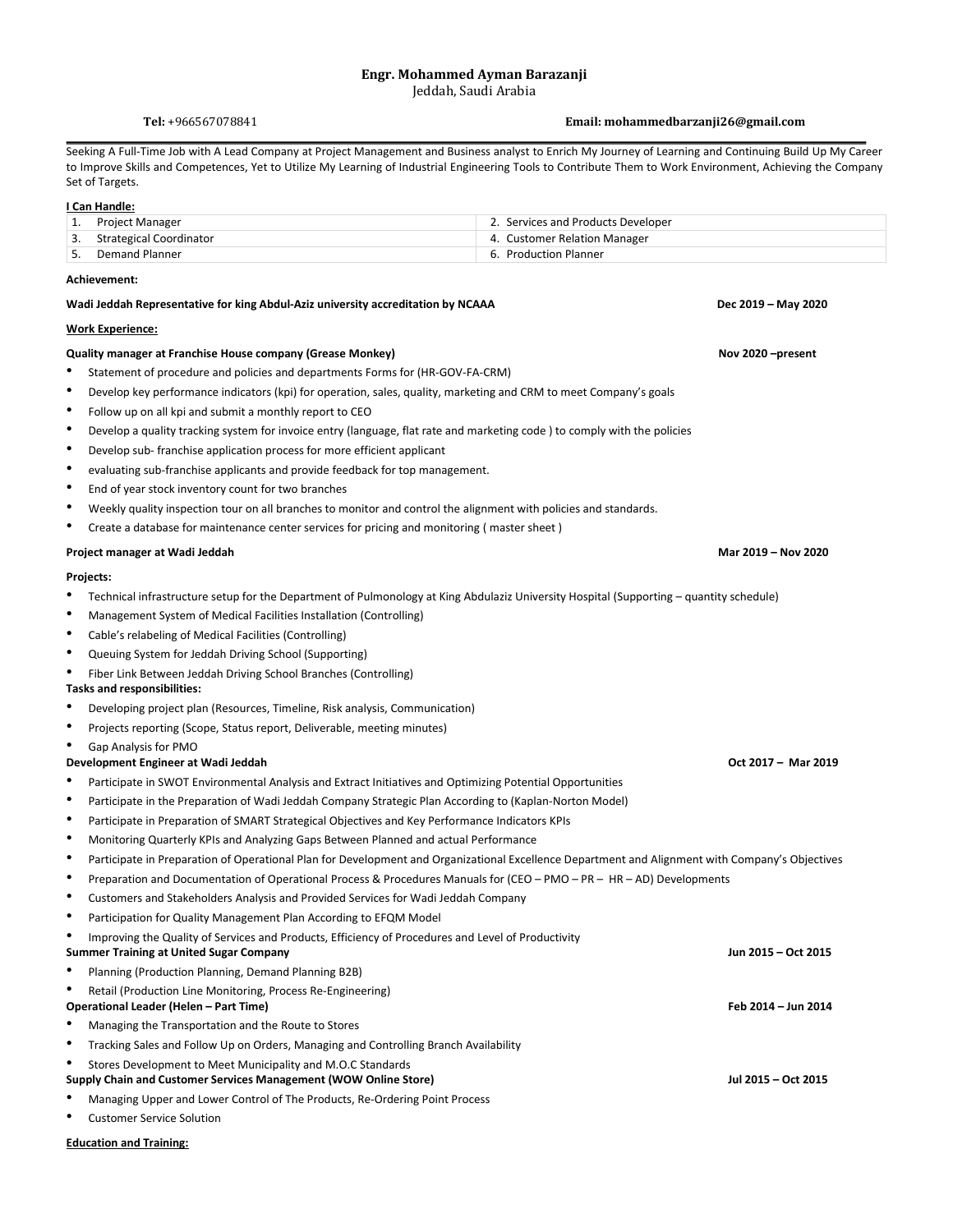**Engr. Mohammed Ayman Barazanji**
Jeddah, Saudi Arabia

**Tel:** +966567078841 **Email: mohammedbarzanji26@gmail.com**

---

Seeking A Full-Time Job with A Lead Company at Project Management and Business analyst to Enrich My Journey of Learning and Continuing Build Up My Career to Improve Skills and Competences, Yet to Utilize My Learning of Industrial Engineering Tools to Contribute Them to Work Environment, Achieving the Company Set of Targets.

**I Can Handle:**

| | |
|---|---|
| 1. Project Manager | 2. Services and Products Developer |
| 3. Strategical Coordinator | 4. Customer Relation Manager |
| 5. Demand Planner | 6. Production Planner |

**Achievement:**

**Wadi Jeddah Representative for king Abdul-Aziz university accreditation by NCAAA** **Dec 2019 – May 2020**

**Work Experience:**

**Quality manager at Franchise House company (Grease Monkey)** **Nov 2020 –present**

- Statement of procedure and policies and departments Forms for (HR-GOV-FA-CRM)
- Develop key performance indicators (kpi) for operation, sales, quality, marketing and CRM to meet Company's goals
- Follow up on all kpi and submit a monthly report to CEO
- Develop a quality tracking system for invoice entry (language, flat rate and marketing code ) to comply with the policies
- Develop sub- franchise application process for more efficient applicant
- evaluating sub-franchise applicants and provide feedback for top management.
- End of year stock inventory count for two branches
- Weekly quality inspection tour on all branches to monitor and control the alignment with policies and standards.
- Create a database for maintenance center services for pricing and monitoring ( master sheet )

**Project manager at Wadi Jeddah** **Mar 2019 – Nov 2020**

**Projects:**

- Technical infrastructure setup for the Department of Pulmonology at King Abdulaziz University Hospital (Supporting – quantity schedule)
- Management System of Medical Facilities Installation (Controlling)
- Cable's relabeling of Medical Facilities (Controlling)
- Queuing System for Jeddah Driving School (Supporting)
- Fiber Link Between Jeddah Driving School Branches (Controlling)

**Tasks and responsibilities:**

- Developing project plan (Resources, Timeline, Risk analysis, Communication)
- Projects reporting (Scope, Status report, Deliverable, meeting minutes)
- Gap Analysis for PMO

**Development Engineer at Wadi Jeddah** **Oct 2017 – Mar 2019**

- Participate in SWOT Environmental Analysis and Extract Initiatives and Optimizing Potential Opportunities
- Participate in the Preparation of Wadi Jeddah Company Strategic Plan According to (Kaplan-Norton Model)
- Participate in Preparation of SMART Strategical Objectives and Key Performance Indicators KPIs
- Monitoring Quarterly KPIs and Analyzing Gaps Between Planned and actual Performance
- Participate in Preparation of Operational Plan for Development and Organizational Excellence Department and Alignment with Company's Objectives
- Preparation and Documentation of Operational Process & Procedures Manuals for (CEO – PMO – PR – HR – AD) Developments
- Customers and Stakeholders Analysis and Provided Services for Wadi Jeddah Company
- Participation for Quality Management Plan According to EFQM Model
- Improving the Quality of Services and Products, Efficiency of Procedures and Level of Productivity

**Summer Training at United Sugar Company** **Jun 2015 – Oct 2015**

- Planning (Production Planning, Demand Planning B2B)
- Retail (Production Line Monitoring, Process Re-Engineering)

**Operational Leader (Helen – Part Time)** **Feb 2014 – Jun 2014**

- Managing the Transportation and the Route to Stores
- Tracking Sales and Follow Up on Orders, Managing and Controlling Branch Availability
- Stores Development to Meet Municipality and M.O.C Standards

**Supply Chain and Customer Services Management (WOW Online Store)** **Jul 2015 – Oct 2015**

- Managing Upper and Lower Control of The Products, Re-Ordering Point Process
- Customer Service Solution

**Education and Training:**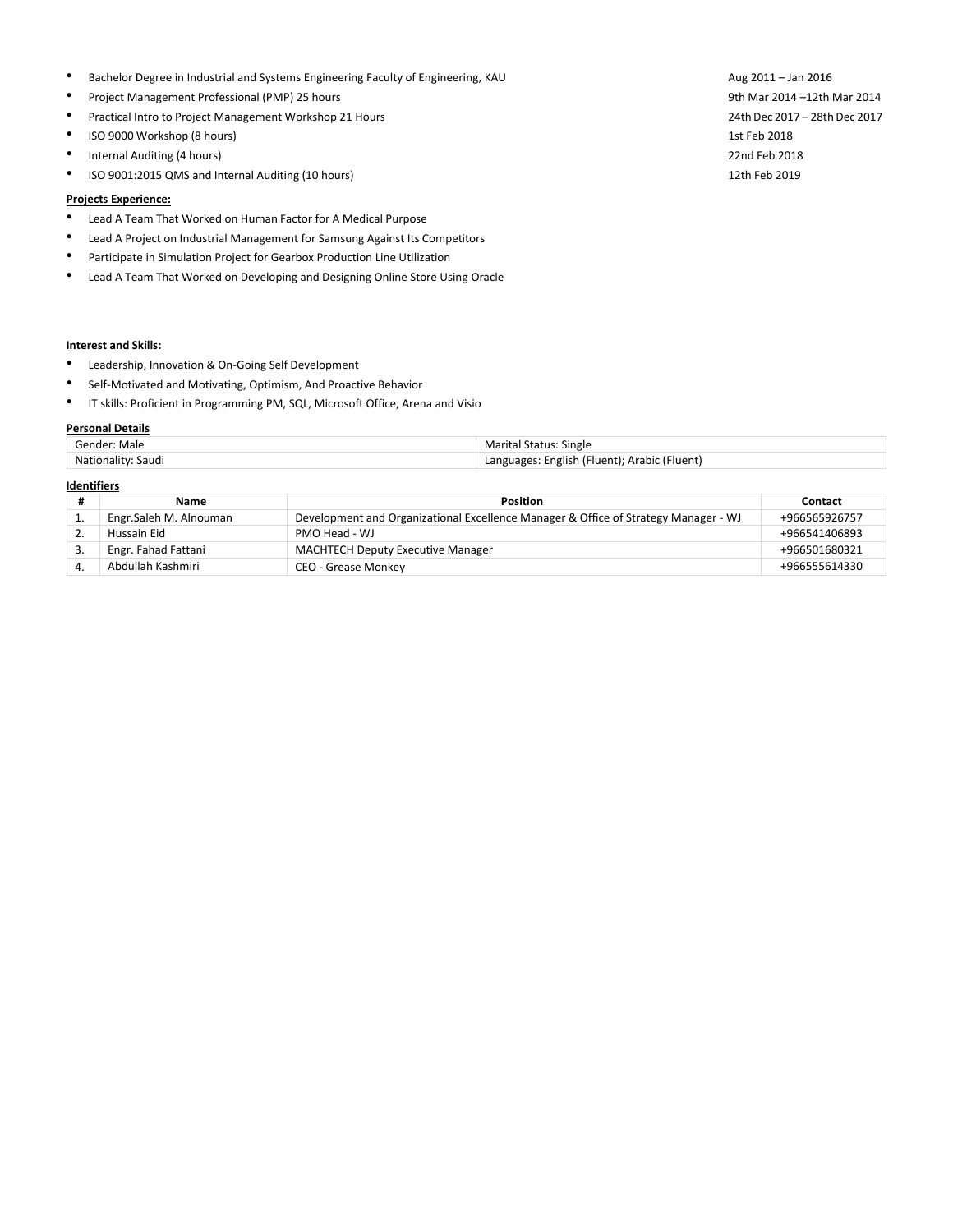- Bachelor Degree in Industrial and Systems Engineering Faculty of Engineering, KAU — Aug 2011 – Jan 2016
- Project Management Professional (PMP) 25 hours — 9th Mar 2014 –12th Mar 2014
- Practical Intro to Project Management Workshop 21 Hours — 24th Dec 2017 – 28th Dec 2017
- ISO 9000 Workshop (8 hours) — 1st Feb 2018
- Internal Auditing (4 hours) — 22nd Feb 2018
- ISO 9001:2015 QMS and Internal Auditing (10 hours) — 12th Feb 2019

**Projects Experience:**

- Lead A Team That Worked on Human Factor for A Medical Purpose
- Lead A Project on Industrial Management for Samsung Against Its Competitors
- Participate in Simulation Project for Gearbox Production Line Utilization
- Lead A Team That Worked on Developing and Designing Online Store Using Oracle

**Interest and Skills:**

- Leadership, Innovation & On-Going Self Development
- Self-Motivated and Motivating, Optimism, And Proactive Behavior
- IT skills: Proficient in Programming PM, SQL, Microsoft Office, Arena and Visio

**Personal Details**

| | |
|---|---|
| Gender: Male | Marital Status: Single |
| Nationality: Saudi | Languages: English (Fluent); Arabic (Fluent) |

**Identifiers**

| # | Name | Position | Contact |
|---|---|---|---|
| 1. | Engr.Saleh M. Alnouman | Development and Organizational Excellence Manager & Office of Strategy Manager - WJ | +966565926757 |
| 2. | Hussain Eid | PMO Head - WJ | +966541406893 |
| 3. | Engr. Fahad Fattani | MACHTECH Deputy Executive Manager | +966501680321 |
| 4. | Abdullah Kashmiri | CEO - Grease Monkey | +966555614330 |